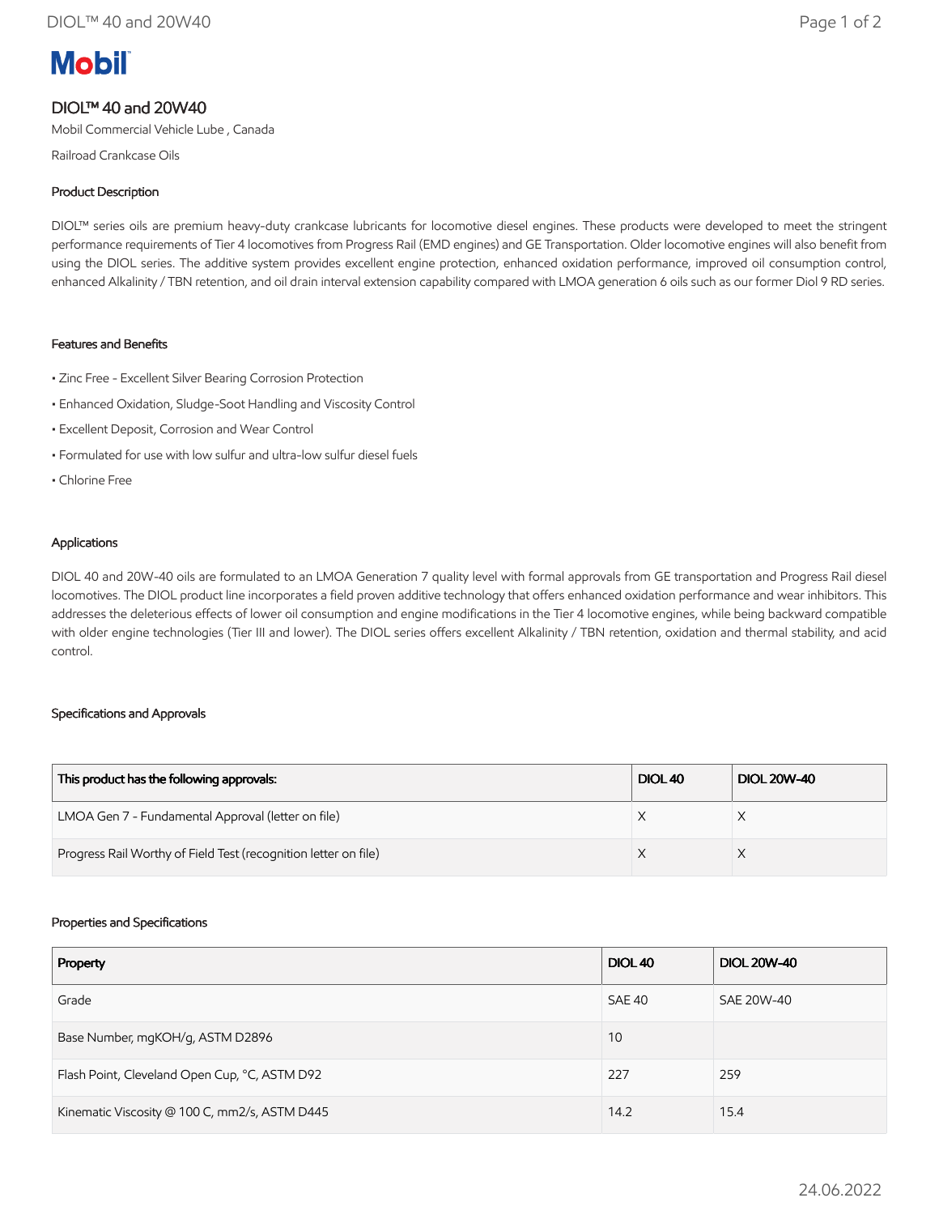Mobil

# DIOL™ 40 and 20W40

Mobil Commercial Vehicle Lube , Canada

Railroad Crankcase Oils

## Product Description

DIOL™ series oils are premium heavy-duty crankcase lubricants for locomotive diesel engines. These products were developed to meet the stringent performance requirements of Tier 4 locomotives from Progress Rail (EMD engines) and GE Transportation. Older locomotive engines will also benefit from using the DIOL series. The additive system provides excellent engine protection, enhanced oxidation performance, improved oil consumption control, enhanced Alkalinity / TBN retention, and oil drain interval extension capability compared with LMOA generation 6 oils such as our former Diol 9 RD series.

## Features and Benefits

- Zinc Free - Excellent Silver Bearing Corrosion Protection
- Enhanced Oxidation, Sludge-Soot Handling and Viscosity Control
- Excellent Deposit, Corrosion and Wear Control
- Formulated for use with low sulfur and ultra-low sulfur diesel fuels
- Chlorine Free

## Applications

DIOL 40 and 20W-40 oils are formulated to an LMOA Generation 7 quality level with formal approvals from GE transportation and Progress Rail diesel locomotives. The DIOL product line incorporates a field proven additive technology that offers enhanced oxidation performance and wear inhibitors. This addresses the deleterious effects of lower oil consumption and engine modifications in the Tier 4 locomotive engines, while being backward compatible with older engine technologies (Tier III and lower). The DIOL series offers excellent Alkalinity / TBN retention, oxidation and thermal stability, and acid control.

## Specifications and Approvals

| This product has the following approvals: | DIOL 40 | DIOL 20W-40 |
|---|---|---|
| LMOA Gen 7 - Fundamental Approval (letter on file) | X | X |
| Progress Rail Worthy of Field Test (recognition letter on file) | X | X |

## Properties and Specifications

| Property | DIOL 40 | DIOL 20W-40 |
|---|---|---|
| Grade | SAE 40 | SAE 20W-40 |
| Base Number, mgKOH/g, ASTM D2896 | 10 | |
| Flash Point, Cleveland Open Cup, °C, ASTM D92 | 227 | 259 |
| Kinematic Viscosity @ 100 C, mm2/s, ASTM D445 | 14.2 | 15.4 |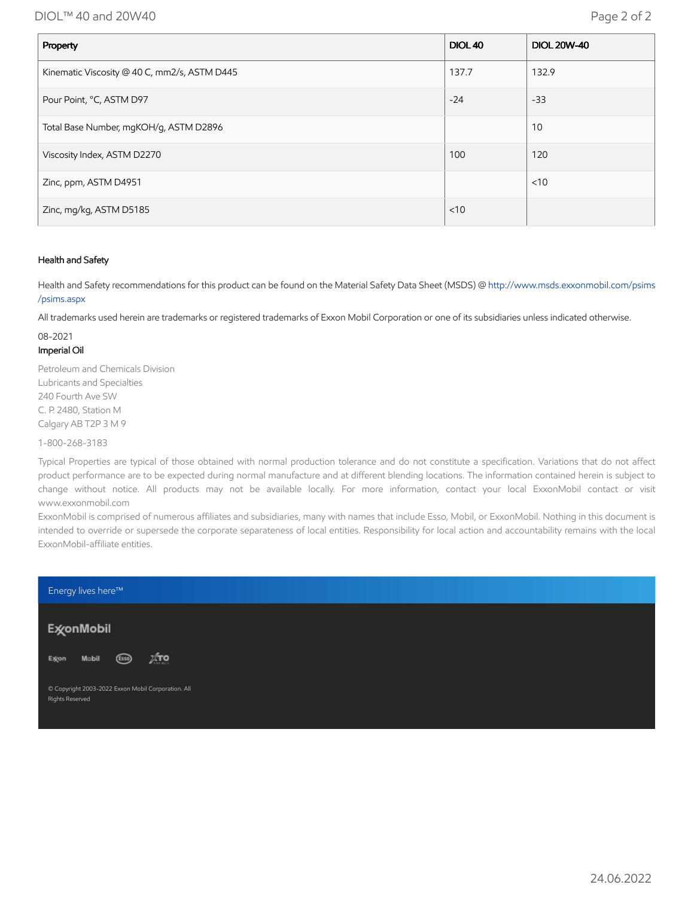| Property | DIOL 40 | DIOL 20W-40 |
| --- | --- | --- |
| Kinematic Viscosity @ 40 C, mm2/s, ASTM D445 | 137.7 | 132.9 |
| Pour Point, °C, ASTM D97 | -24 | -33 |
| Total Base Number, mgKOH/g, ASTM D2896 | | 10 |
| Viscosity Index, ASTM D2270 | 100 | 120 |
| Zinc, ppm, ASTM D4951 | | <10 |
| Zinc, mg/kg, ASTM D5185 | <10 | |

### Health and Safety

Health and Safety recommendations for this product can be found on the Material Safety Data Sheet (MSDS) @ http://www.msds.exxonmobil.com/psims/psims.aspx

All trademarks used herein are trademarks or registered trademarks of Exxon Mobil Corporation or one of its subsidiaries unless indicated otherwise.

08-2021

**Imperial Oil**

Petroleum and Chemicals Division
Lubricants and Specialties
240 Fourth Ave SW
C. P. 2480, Station M
Calgary AB T2P 3 M 9

1-800-268-3183

Typical Properties are typical of those obtained with normal production tolerance and do not constitute a specification. Variations that do not affect product performance are to be expected during normal manufacture and at different blending locations. The information contained herein is subject to change without notice. All products may not be available locally. For more information, contact your local ExxonMobil contact or visit www.exxonmobil.com

ExxonMobil is comprised of numerous affiliates and subsidiaries, many with names that include Esso, Mobil, or ExxonMobil. Nothing in this document is intended to override or supersede the corporate separateness of local entities. Responsibility for local action and accountability remains with the local ExxonMobil-affiliate entities.

Energy lives here™

ExxonMobil

Exxon Mobil Esso XTO

© Copyright 2003-2022 Exxon Mobil Corporation. All Rights Reserved